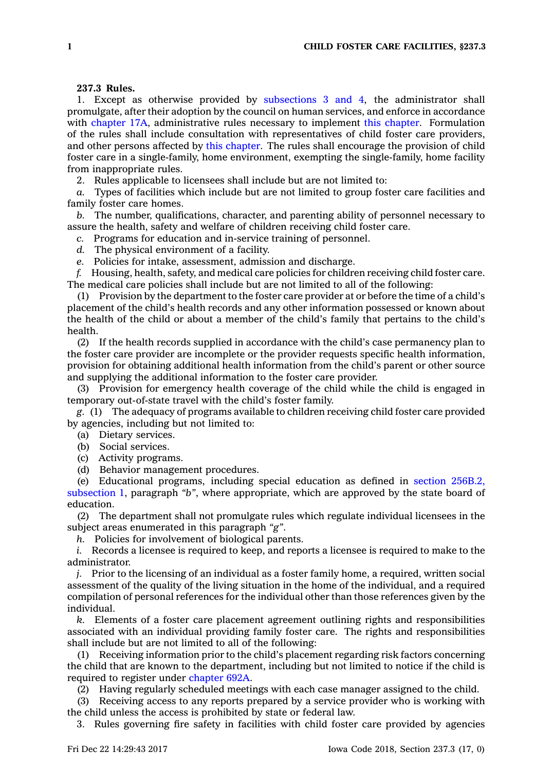**237.3 Rules.**

1. Except as otherwise provided by subsections 3 and 4, the administrator shall promulgate, after their adoption by the council on human services, and enforce in accordance with chapter 17A, administrative rules necessary to implement this chapter. Formulation of the rules shall include consultation with representatives of child foster care providers, and other persons affected by this chapter. The rules shall encourage the provision of child foster care in a single-family, home environment, exempting the single-family, home facility from inappropriate rules.

2. Rules applicable to licensees shall include but are not limited to:

*a.* Types of facilities which include but are not limited to group foster care facilities and family foster care homes.

*b.* The number, qualifications, character, and parenting ability of personnel necessary to assure the health, safety and welfare of children receiving child foster care.

*c.* Programs for education and in-service training of personnel.

*d.* The physical environment of a facility.

*e.* Policies for intake, assessment, admission and discharge.

*f.* Housing, health, safety, and medical care policies for children receiving child foster care. The medical care policies shall include but are not limited to all of the following:

(1) Provision by the department to the foster care provider at or before the time of a child's placement of the child's health records and any other information possessed or known about the health of the child or about a member of the child's family that pertains to the child's health.

(2) If the health records supplied in accordance with the child's case permanency plan to the foster care provider are incomplete or the provider requests specific health information, provision for obtaining additional health information from the child's parent or other source and supplying the additional information to the foster care provider.

(3) Provision for emergency health coverage of the child while the child is engaged in temporary out-of-state travel with the child's foster family.

*g.* (1) The adequacy of programs available to children receiving child foster care provided by agencies, including but not limited to:

(a) Dietary services.

(b) Social services.

(c) Activity programs.

(d) Behavior management procedures.

(e) Educational programs, including special education as defined in section 256B.2, subsection 1, paragraph *"b"*, where appropriate, which are approved by the state board of education.

(2) The department shall not promulgate rules which regulate individual licensees in the subject areas enumerated in this paragraph *"g"*.

*h.* Policies for involvement of biological parents.

*i.* Records a licensee is required to keep, and reports a licensee is required to make to the administrator.

*j.* Prior to the licensing of an individual as a foster family home, a required, written social assessment of the quality of the living situation in the home of the individual, and a required compilation of personal references for the individual other than those references given by the individual.

*k.* Elements of a foster care placement agreement outlining rights and responsibilities associated with an individual providing family foster care. The rights and responsibilities shall include but are not limited to all of the following:

(1) Receiving information prior to the child's placement regarding risk factors concerning the child that are known to the department, including but not limited to notice if the child is required to register under chapter 692A.

(2) Having regularly scheduled meetings with each case manager assigned to the child.

(3) Receiving access to any reports prepared by a service provider who is working with the child unless the access is prohibited by state or federal law.

3. Rules governing fire safety in facilities with child foster care provided by agencies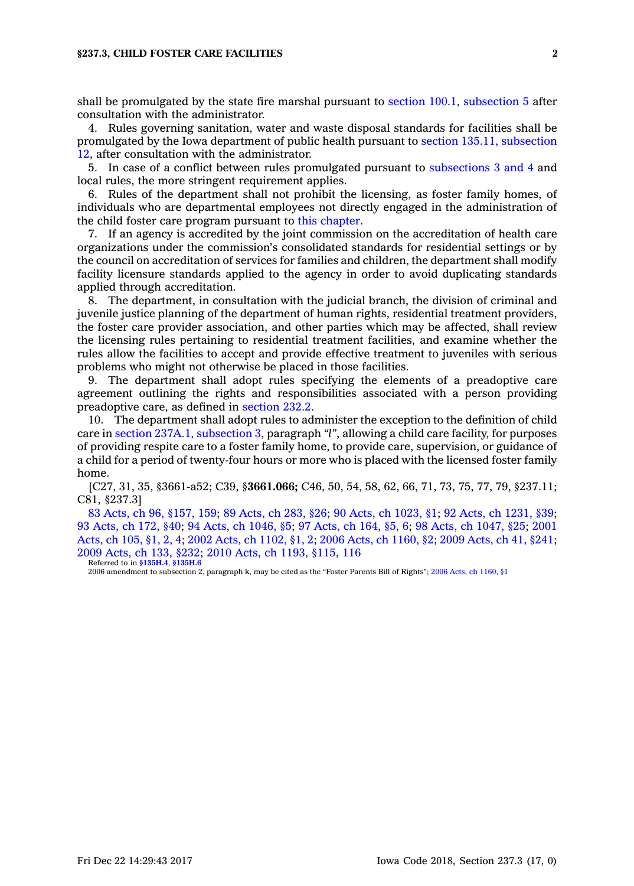shall be promulgated by the state fire marshal pursuant to section 100.1, subsection 5 after consultation with the administrator.

4. Rules governing sanitation, water and waste disposal standards for facilities shall be promulgated by the Iowa department of public health pursuant to section 135.11, subsection 12, after consultation with the administrator.

5. In case of a conflict between rules promulgated pursuant to subsections 3 and 4 and local rules, the more stringent requirement applies.

6. Rules of the department shall not prohibit the licensing, as foster family homes, of individuals who are departmental employees not directly engaged in the administration of the child foster care program pursuant to this chapter.

7. If an agency is accredited by the joint commission on the accreditation of health care organizations under the commission's consolidated standards for residential settings or by the council on accreditation of services for families and children, the department shall modify facility licensure standards applied to the agency in order to avoid duplicating standards applied through accreditation.

8. The department, in consultation with the judicial branch, the division of criminal and juvenile justice planning of the department of human rights, residential treatment providers, the foster care provider association, and other parties which may be affected, shall review the licensing rules pertaining to residential treatment facilities, and examine whether the rules allow the facilities to accept and provide effective treatment to juveniles with serious problems who might not otherwise be placed in those facilities.

9. The department shall adopt rules specifying the elements of a preadoptive care agreement outlining the rights and responsibilities associated with a person providing preadoptive care, as defined in section 232.2.

10. The department shall adopt rules to administer the exception to the definition of child care in section 237A.1, subsection 3, paragraph *"l"*, allowing a child care facility, for purposes of providing respite care to a foster family home, to provide care, supervision, or guidance of a child for a period of twenty-four hours or more who is placed with the licensed foster family home.

[C27, 31, 35, §3661-a52; C39, §**3661.066;** C46, 50, 54, 58, 62, 66, 71, 73, 75, 77, 79, §237.11; C81, §237.3]

83 Acts, ch 96, §157, 159; 89 Acts, ch 283, §26; 90 Acts, ch 1023, §1; 92 Acts, ch 1231, §39; 93 Acts, ch 172, §40; 94 Acts, ch 1046, §5; 97 Acts, ch 164, §5, 6; 98 Acts, ch 1047, §25; 2001 Acts, ch 105, §1, 2, 4; 2002 Acts, ch 1102, §1, 2; 2006 Acts, ch 1160, §2; 2009 Acts, ch 41, §241; 2009 Acts, ch 133, §232; 2010 Acts, ch 1193, §115, 116

Referred to in **§135H.4**, **§135H.6**

2006 amendment to subsection 2, paragraph k, may be cited as the "Foster Parents Bill of Rights"; 2006 Acts, ch 1160, §1